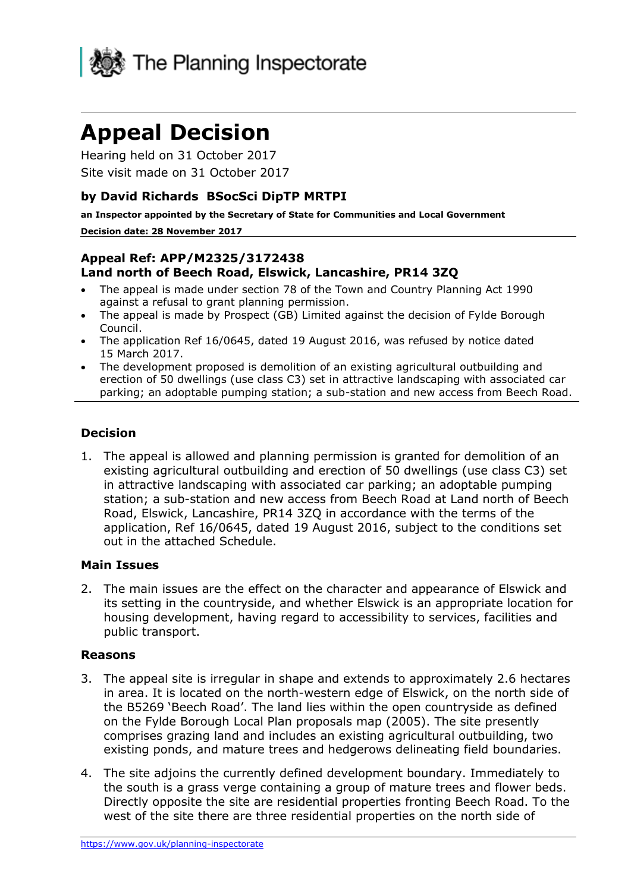The Planning Inspectorate

# Appeal Decision

Hearing held on 31 October 2017

Site visit made on 31 October 2017

### by David Richards BSocSci DipTP MRTPI

**an Inspector appointed by the Secretary of State for Communities and Local Government**

**Decision date: 28 November 2017**

**Appeal Ref: APP/M2325/3172438**
**Land north of Beech Road, Elswick, Lancashire, PR14 3ZQ**

- The appeal is made under section 78 of the Town and Country Planning Act 1990 against a refusal to grant planning permission.
- The appeal is made by Prospect (GB) Limited against the decision of Fylde Borough Council.
- The application Ref 16/0645, dated 19 August 2016, was refused by notice dated 15 March 2017.
- The development proposed is demolition of an existing agricultural outbuilding and erection of 50 dwellings (use class C3) set in attractive landscaping with associated car parking; an adoptable pumping station; a sub-station and new access from Beech Road.

## Decision

1. The appeal is allowed and planning permission is granted for demolition of an existing agricultural outbuilding and erection of 50 dwellings (use class C3) set in attractive landscaping with associated car parking; an adoptable pumping station; a sub-station and new access from Beech Road at Land north of Beech Road, Elswick, Lancashire, PR14 3ZQ in accordance with the terms of the application, Ref 16/0645, dated 19 August 2016, subject to the conditions set out in the attached Schedule.

## Main Issues

2. The main issues are the effect on the character and appearance of Elswick and its setting in the countryside, and whether Elswick is an appropriate location for housing development, having regard to accessibility to services, facilities and public transport.

## Reasons

3. The appeal site is irregular in shape and extends to approximately 2.6 hectares in area. It is located on the north-western edge of Elswick, on the north side of the B5269 'Beech Road'. The land lies within the open countryside as defined on the Fylde Borough Local Plan proposals map (2005). The site presently comprises grazing land and includes an existing agricultural outbuilding, two existing ponds, and mature trees and hedgerows delineating field boundaries.

4. The site adjoins the currently defined development boundary. Immediately to the south is a grass verge containing a group of mature trees and flower beds. Directly opposite the site are residential properties fronting Beech Road. To the west of the site there are three residential properties on the north side of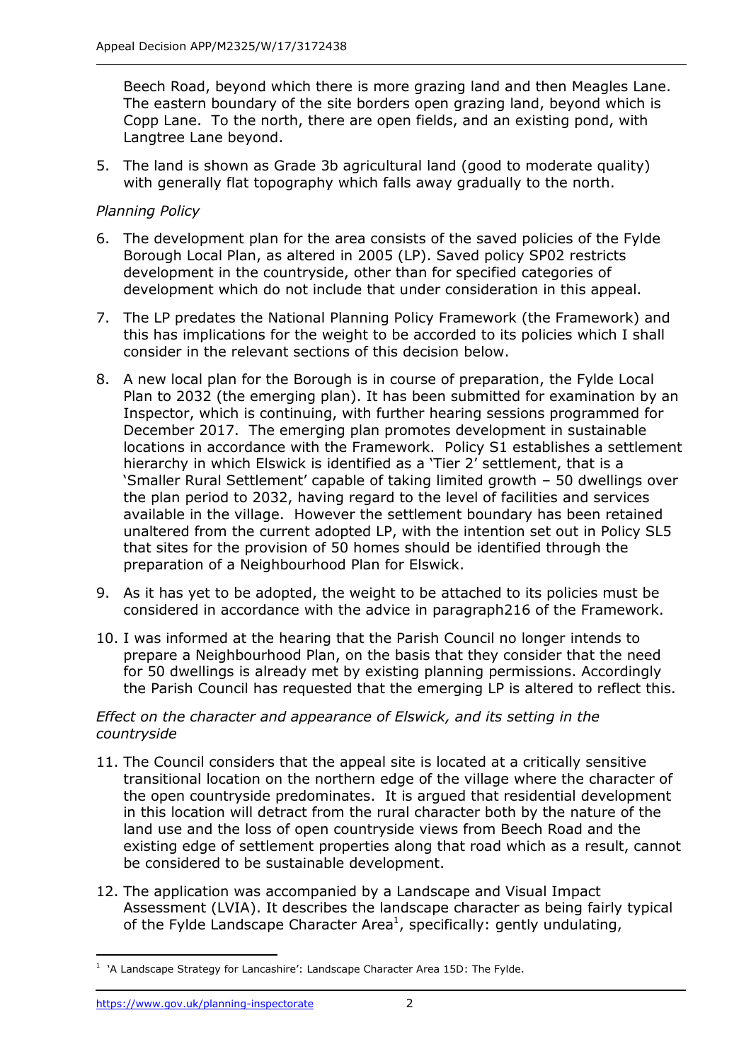Beech Road, beyond which there is more grazing land and then Meagles Lane. The eastern boundary of the site borders open grazing land, beyond which is Copp Lane. To the north, there are open fields, and an existing pond, with Langtree Lane beyond.

5. The land is shown as Grade 3b agricultural land (good to moderate quality) with generally flat topography which falls away gradually to the north.

*Planning Policy*

6. The development plan for the area consists of the saved policies of the Fylde Borough Local Plan, as altered in 2005 (LP). Saved policy SP02 restricts development in the countryside, other than for specified categories of development which do not include that under consideration in this appeal.

7. The LP predates the National Planning Policy Framework (the Framework) and this has implications for the weight to be accorded to its policies which I shall consider in the relevant sections of this decision below.

8. A new local plan for the Borough is in course of preparation, the Fylde Local Plan to 2032 (the emerging plan). It has been submitted for examination by an Inspector, which is continuing, with further hearing sessions programmed for December 2017. The emerging plan promotes development in sustainable locations in accordance with the Framework. Policy S1 establishes a settlement hierarchy in which Elswick is identified as a 'Tier 2' settlement, that is a 'Smaller Rural Settlement' capable of taking limited growth – 50 dwellings over the plan period to 2032, having regard to the level of facilities and services available in the village. However the settlement boundary has been retained unaltered from the current adopted LP, with the intention set out in Policy SL5 that sites for the provision of 50 homes should be identified through the preparation of a Neighbourhood Plan for Elswick.

9. As it has yet to be adopted, the weight to be attached to its policies must be considered in accordance with the advice in paragraph216 of the Framework.

10. I was informed at the hearing that the Parish Council no longer intends to prepare a Neighbourhood Plan, on the basis that they consider that the need for 50 dwellings is already met by existing planning permissions. Accordingly the Parish Council has requested that the emerging LP is altered to reflect this.

*Effect on the character and appearance of Elswick, and its setting in the countryside*

11. The Council considers that the appeal site is located at a critically sensitive transitional location on the northern edge of the village where the character of the open countryside predominates. It is argued that residential development in this location will detract from the rural character both by the nature of the land use and the loss of open countryside views from Beech Road and the existing edge of settlement properties along that road which as a result, cannot be considered to be sustainable development.

12. The application was accompanied by a Landscape and Visual Impact Assessment (LVIA). It describes the landscape character as being fairly typical of the Fylde Landscape Character Area[1], specifically: gently undulating,

[1] 'A Landscape Strategy for Lancashire': Landscape Character Area 15D: The Fylde.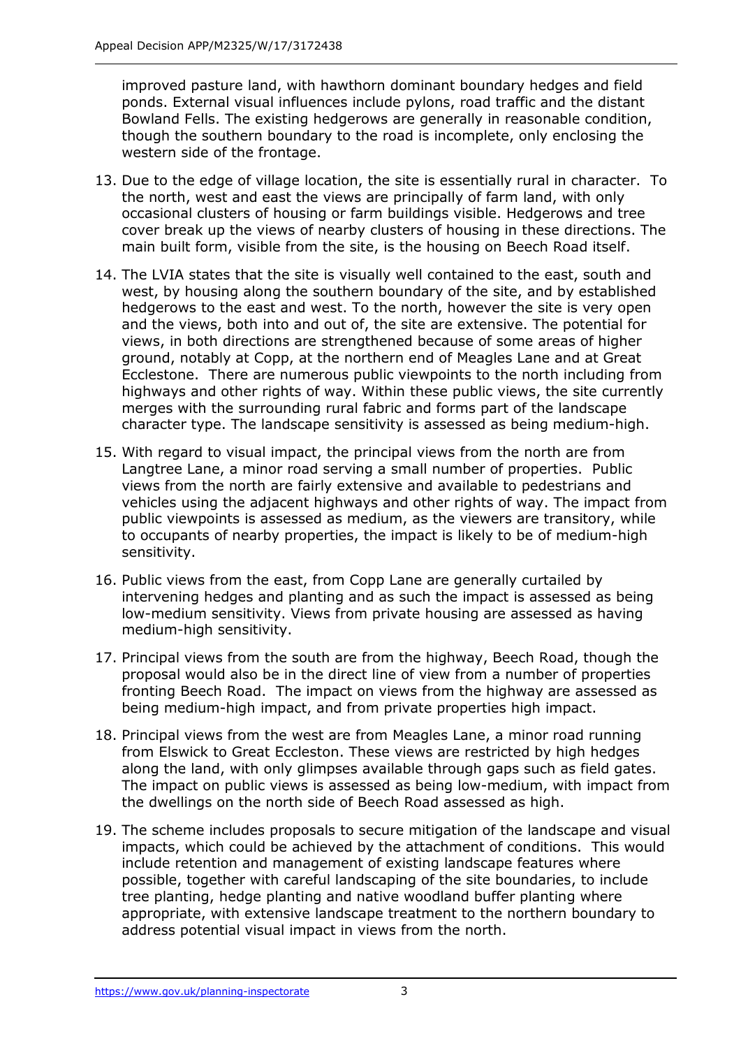improved pasture land, with hawthorn dominant boundary hedges and field ponds. External visual influences include pylons, road traffic and the distant Bowland Fells. The existing hedgerows are generally in reasonable condition, though the southern boundary to the road is incomplete, only enclosing the western side of the frontage.

13. Due to the edge of village location, the site is essentially rural in character. To the north, west and east the views are principally of farm land, with only occasional clusters of housing or farm buildings visible. Hedgerows and tree cover break up the views of nearby clusters of housing in these directions. The main built form, visible from the site, is the housing on Beech Road itself.

14. The LVIA states that the site is visually well contained to the east, south and west, by housing along the southern boundary of the site, and by established hedgerows to the east and west. To the north, however the site is very open and the views, both into and out of, the site are extensive. The potential for views, in both directions are strengthened because of some areas of higher ground, notably at Copp, at the northern end of Meagles Lane and at Great Ecclestone. There are numerous public viewpoints to the north including from highways and other rights of way. Within these public views, the site currently merges with the surrounding rural fabric and forms part of the landscape character type. The landscape sensitivity is assessed as being medium-high.

15. With regard to visual impact, the principal views from the north are from Langtree Lane, a minor road serving a small number of properties. Public views from the north are fairly extensive and available to pedestrians and vehicles using the adjacent highways and other rights of way. The impact from public viewpoints is assessed as medium, as the viewers are transitory, while to occupants of nearby properties, the impact is likely to be of medium-high sensitivity.

16. Public views from the east, from Copp Lane are generally curtailed by intervening hedges and planting and as such the impact is assessed as being low-medium sensitivity. Views from private housing are assessed as having medium-high sensitivity.

17. Principal views from the south are from the highway, Beech Road, though the proposal would also be in the direct line of view from a number of properties fronting Beech Road. The impact on views from the highway are assessed as being medium-high impact, and from private properties high impact.

18. Principal views from the west are from Meagles Lane, a minor road running from Elswick to Great Eccleston. These views are restricted by high hedges along the land, with only glimpses available through gaps such as field gates. The impact on public views is assessed as being low-medium, with impact from the dwellings on the north side of Beech Road assessed as high.

19. The scheme includes proposals to secure mitigation of the landscape and visual impacts, which could be achieved by the attachment of conditions. This would include retention and management of existing landscape features where possible, together with careful landscaping of the site boundaries, to include tree planting, hedge planting and native woodland buffer planting where appropriate, with extensive landscape treatment to the northern boundary to address potential visual impact in views from the north.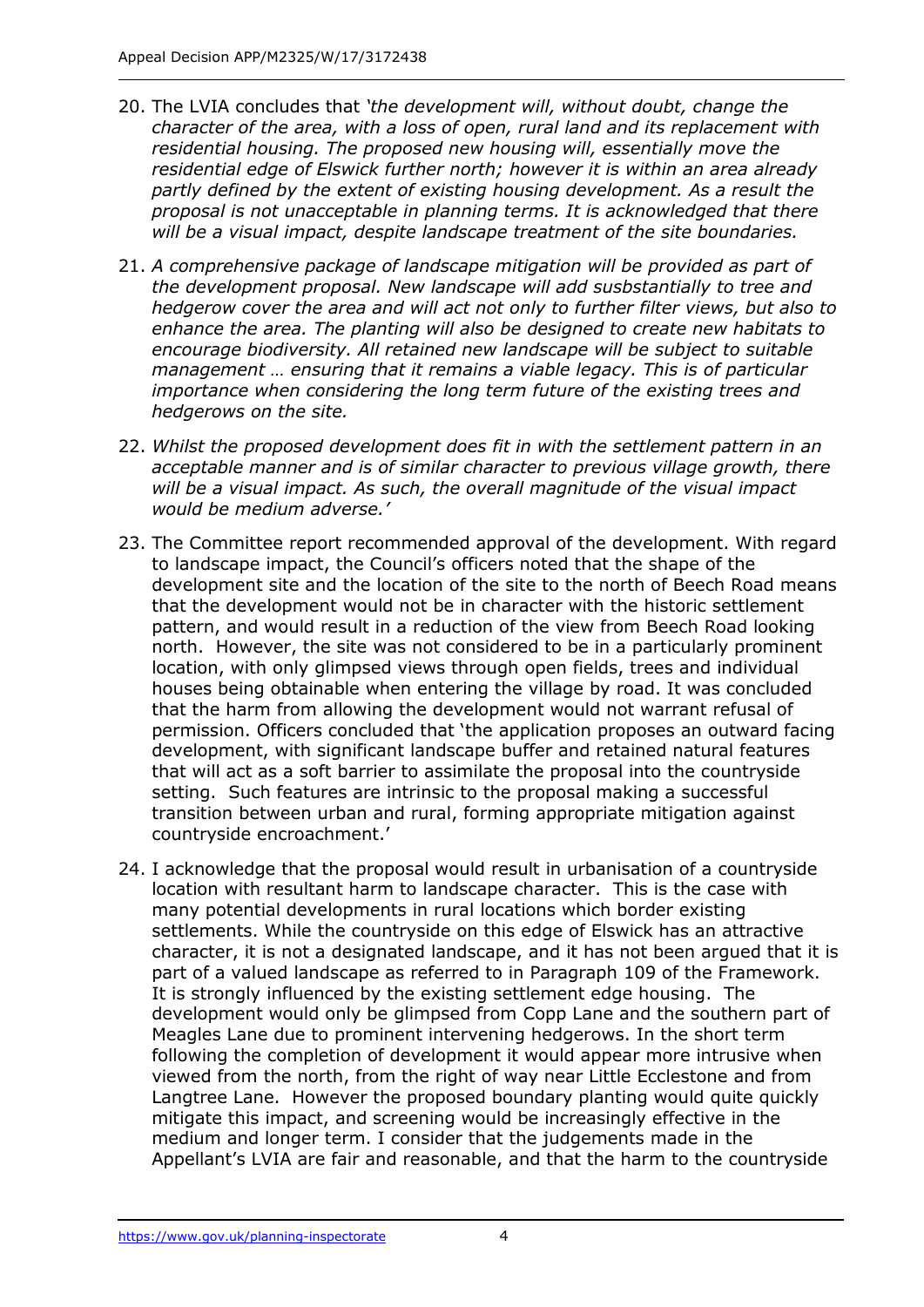20. The LVIA concludes that *'the development will, without doubt, change the character of the area, with a loss of open, rural land and its replacement with residential housing. The proposed new housing will, essentially move the residential edge of Elswick further north; however it is within an area already partly defined by the extent of existing housing development. As a result the proposal is not unacceptable in planning terms. It is acknowledged that there will be a visual impact, despite landscape treatment of the site boundaries.*

21. *A comprehensive package of landscape mitigation will be provided as part of the development proposal. New landscape will add susbstantially to tree and hedgerow cover the area and will act not only to further filter views, but also to enhance the area. The planting will also be designed to create new habitats to encourage biodiversity. All retained new landscape will be subject to suitable management … ensuring that it remains a viable legacy. This is of particular importance when considering the long term future of the existing trees and hedgerows on the site.*

22. *Whilst the proposed development does fit in with the settlement pattern in an acceptable manner and is of similar character to previous village growth, there will be a visual impact. As such, the overall magnitude of the visual impact would be medium adverse.'*

23. The Committee report recommended approval of the development. With regard to landscape impact, the Council's officers noted that the shape of the development site and the location of the site to the north of Beech Road means that the development would not be in character with the historic settlement pattern, and would result in a reduction of the view from Beech Road looking north. However, the site was not considered to be in a particularly prominent location, with only glimpsed views through open fields, trees and individual houses being obtainable when entering the village by road. It was concluded that the harm from allowing the development would not warrant refusal of permission. Officers concluded that 'the application proposes an outward facing development, with significant landscape buffer and retained natural features that will act as a soft barrier to assimilate the proposal into the countryside setting. Such features are intrinsic to the proposal making a successful transition between urban and rural, forming appropriate mitigation against countryside encroachment.'

24. I acknowledge that the proposal would result in urbanisation of a countryside location with resultant harm to landscape character. This is the case with many potential developments in rural locations which border existing settlements. While the countryside on this edge of Elswick has an attractive character, it is not a designated landscape, and it has not been argued that it is part of a valued landscape as referred to in Paragraph 109 of the Framework. It is strongly influenced by the existing settlement edge housing. The development would only be glimpsed from Copp Lane and the southern part of Meagles Lane due to prominent intervening hedgerows. In the short term following the completion of development it would appear more intrusive when viewed from the north, from the right of way near Little Ecclestone and from Langtree Lane. However the proposed boundary planting would quite quickly mitigate this impact, and screening would be increasingly effective in the medium and longer term. I consider that the judgements made in the Appellant's LVIA are fair and reasonable, and that the harm to the countryside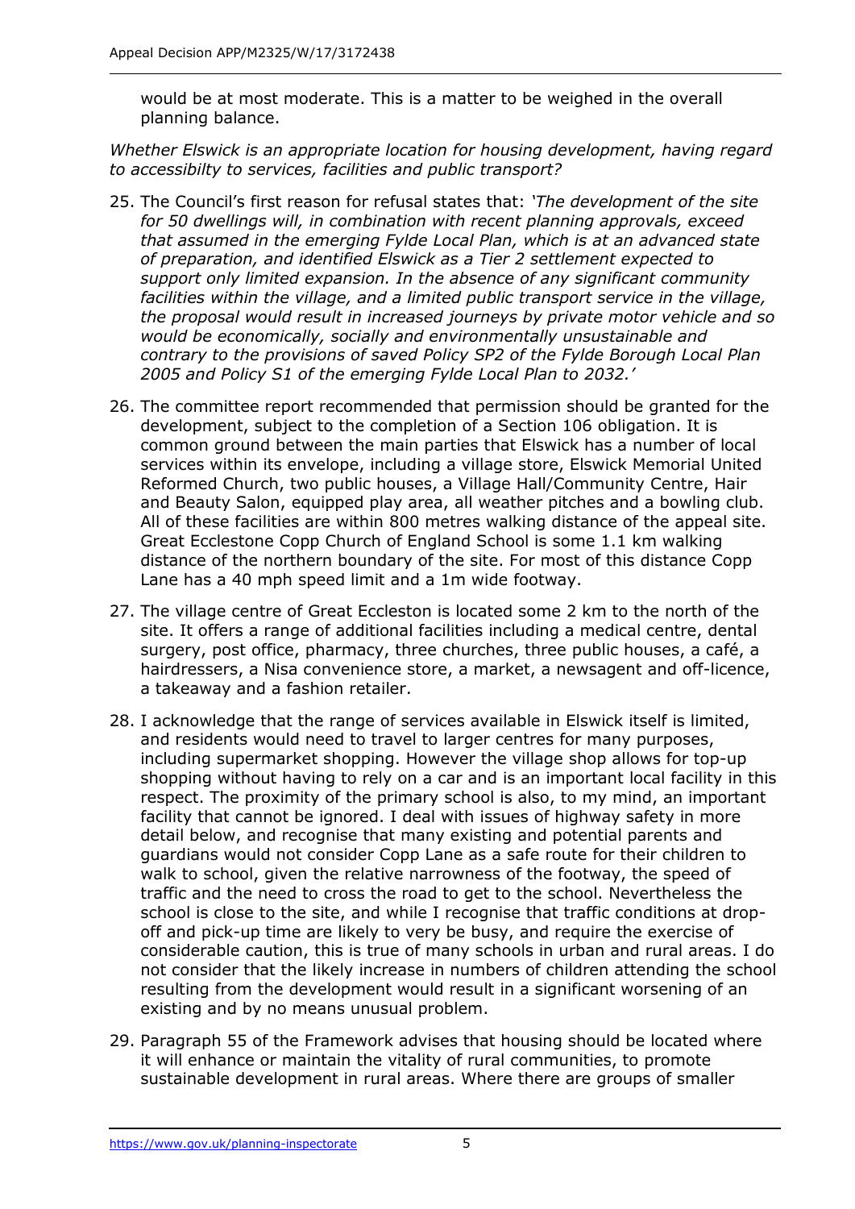would be at most moderate. This is a matter to be weighed in the overall planning balance.

*Whether Elswick is an appropriate location for housing development, having regard to accessibilty to services, facilities and public transport?*

25. The Council's first reason for refusal states that: *'The development of the site for 50 dwellings will, in combination with recent planning approvals, exceed that assumed in the emerging Fylde Local Plan, which is at an advanced state of preparation, and identified Elswick as a Tier 2 settlement expected to support only limited expansion. In the absence of any significant community facilities within the village, and a limited public transport service in the village, the proposal would result in increased journeys by private motor vehicle and so would be economically, socially and environmentally unsustainable and contrary to the provisions of saved Policy SP2 of the Fylde Borough Local Plan 2005 and Policy S1 of the emerging Fylde Local Plan to 2032.'*

26. The committee report recommended that permission should be granted for the development, subject to the completion of a Section 106 obligation. It is common ground between the main parties that Elswick has a number of local services within its envelope, including a village store, Elswick Memorial United Reformed Church, two public houses, a Village Hall/Community Centre, Hair and Beauty Salon, equipped play area, all weather pitches and a bowling club. All of these facilities are within 800 metres walking distance of the appeal site. Great Ecclestone Copp Church of England School is some 1.1 km walking distance of the northern boundary of the site. For most of this distance Copp Lane has a 40 mph speed limit and a 1m wide footway.

27. The village centre of Great Eccleston is located some 2 km to the north of the site. It offers a range of additional facilities including a medical centre, dental surgery, post office, pharmacy, three churches, three public houses, a café, a hairdressers, a Nisa convenience store, a market, a newsagent and off-licence, a takeaway and a fashion retailer.

28. I acknowledge that the range of services available in Elswick itself is limited, and residents would need to travel to larger centres for many purposes, including supermarket shopping. However the village shop allows for top-up shopping without having to rely on a car and is an important local facility in this respect. The proximity of the primary school is also, to my mind, an important facility that cannot be ignored. I deal with issues of highway safety in more detail below, and recognise that many existing and potential parents and guardians would not consider Copp Lane as a safe route for their children to walk to school, given the relative narrowness of the footway, the speed of traffic and the need to cross the road to get to the school. Nevertheless the school is close to the site, and while I recognise that traffic conditions at drop-off and pick-up time are likely to very be busy, and require the exercise of considerable caution, this is true of many schools in urban and rural areas. I do not consider that the likely increase in numbers of children attending the school resulting from the development would result in a significant worsening of an existing and by no means unusual problem.

29. Paragraph 55 of the Framework advises that housing should be located where it will enhance or maintain the vitality of rural communities, to promote sustainable development in rural areas. Where there are groups of smaller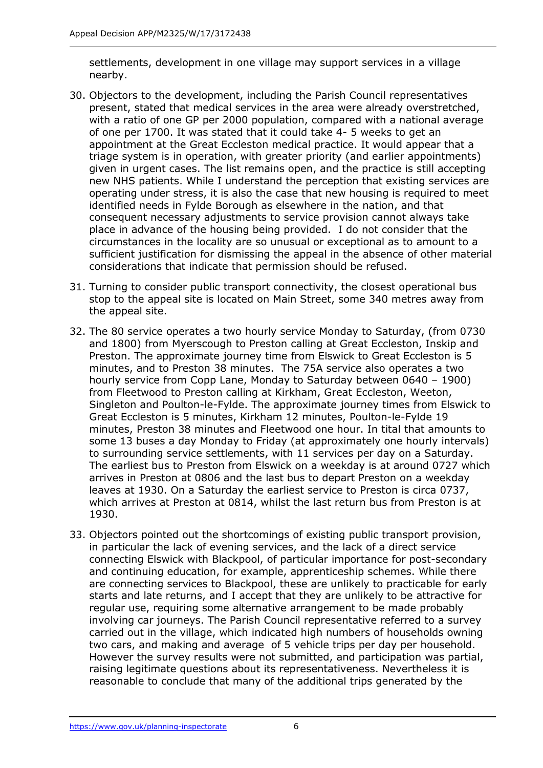settlements, development in one village may support services in a village nearby.

30. Objectors to the development, including the Parish Council representatives present, stated that medical services in the area were already overstretched, with a ratio of one GP per 2000 population, compared with a national average of one per 1700. It was stated that it could take 4- 5 weeks to get an appointment at the Great Eccleston medical practice. It would appear that a triage system is in operation, with greater priority (and earlier appointments) given in urgent cases. The list remains open, and the practice is still accepting new NHS patients. While I understand the perception that existing services are operating under stress, it is also the case that new housing is required to meet identified needs in Fylde Borough as elsewhere in the nation, and that consequent necessary adjustments to service provision cannot always take place in advance of the housing being provided. I do not consider that the circumstances in the locality are so unusual or exceptional as to amount to a sufficient justification for dismissing the appeal in the absence of other material considerations that indicate that permission should be refused.

31. Turning to consider public transport connectivity, the closest operational bus stop to the appeal site is located on Main Street, some 340 metres away from the appeal site.

32. The 80 service operates a two hourly service Monday to Saturday, (from 0730 and 1800) from Myerscough to Preston calling at Great Eccleston, Inskip and Preston. The approximate journey time from Elswick to Great Eccleston is 5 minutes, and to Preston 38 minutes. The 75A service also operates a two hourly service from Copp Lane, Monday to Saturday between 0640 – 1900) from Fleetwood to Preston calling at Kirkham, Great Eccleston, Weeton, Singleton and Poulton-le-Fylde. The approximate journey times from Elswick to Great Eccleston is 5 minutes, Kirkham 12 minutes, Poulton-le-Fylde 19 minutes, Preston 38 minutes and Fleetwood one hour. In tital that amounts to some 13 buses a day Monday to Friday (at approximately one hourly intervals) to surrounding service settlements, with 11 services per day on a Saturday. The earliest bus to Preston from Elswick on a weekday is at around 0727 which arrives in Preston at 0806 and the last bus to depart Preston on a weekday leaves at 1930. On a Saturday the earliest service to Preston is circa 0737, which arrives at Preston at 0814, whilst the last return bus from Preston is at 1930.

33. Objectors pointed out the shortcomings of existing public transport provision, in particular the lack of evening services, and the lack of a direct service connecting Elswick with Blackpool, of particular importance for post-secondary and continuing education, for example, apprenticeship schemes. While there are connecting services to Blackpool, these are unlikely to practicable for early starts and late returns, and I accept that they are unlikely to be attractive for regular use, requiring some alternative arrangement to be made probably involving car journeys. The Parish Council representative referred to a survey carried out in the village, which indicated high numbers of households owning two cars, and making and average of 5 vehicle trips per day per household. However the survey results were not submitted, and participation was partial, raising legitimate questions about its representativeness. Nevertheless it is reasonable to conclude that many of the additional trips generated by the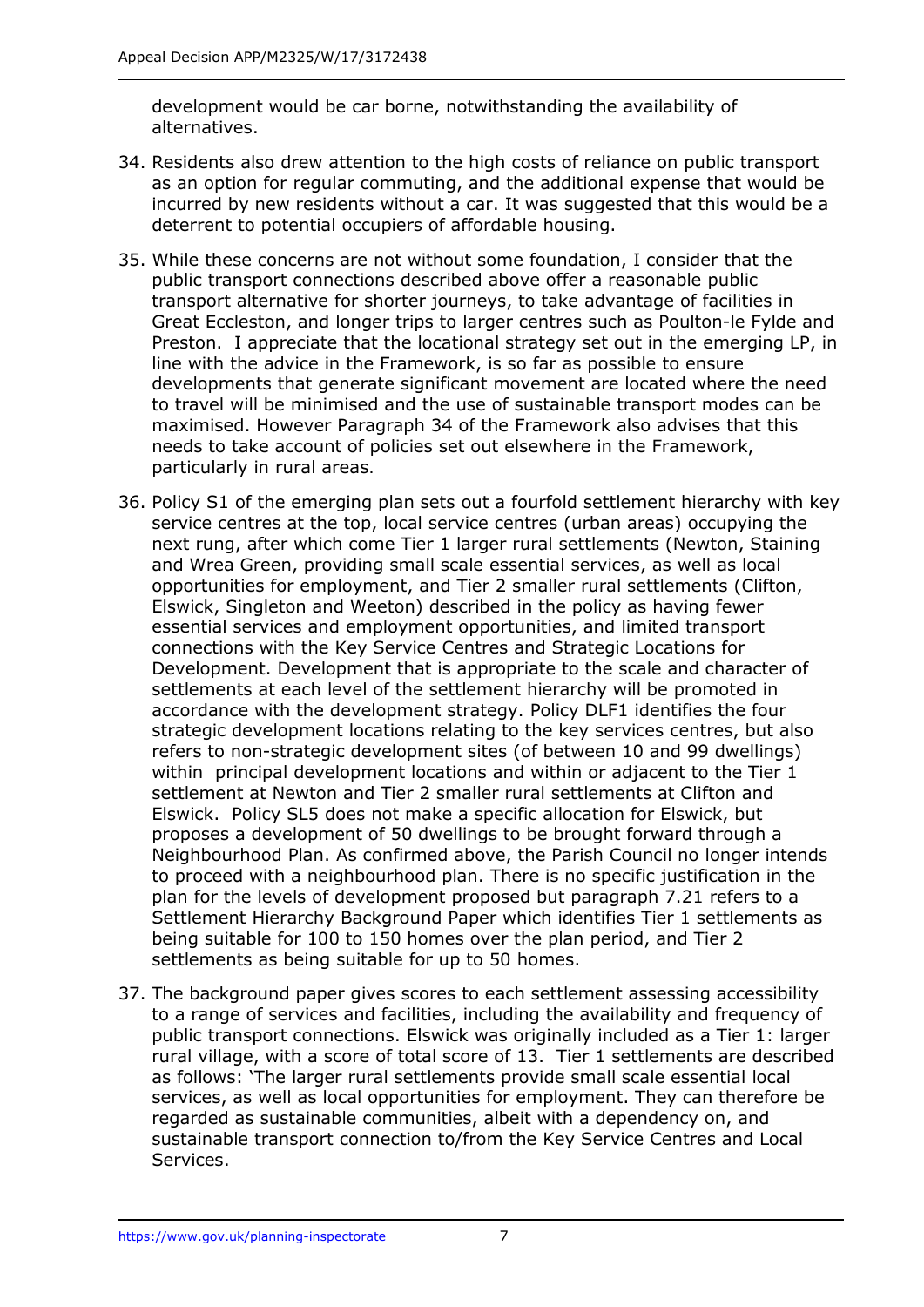development would be car borne, notwithstanding the availability of alternatives.

34. Residents also drew attention to the high costs of reliance on public transport as an option for regular commuting, and the additional expense that would be incurred by new residents without a car. It was suggested that this would be a deterrent to potential occupiers of affordable housing.

35. While these concerns are not without some foundation, I consider that the public transport connections described above offer a reasonable public transport alternative for shorter journeys, to take advantage of facilities in Great Eccleston, and longer trips to larger centres such as Poulton-le Fylde and Preston. I appreciate that the locational strategy set out in the emerging LP, in line with the advice in the Framework, is so far as possible to ensure developments that generate significant movement are located where the need to travel will be minimised and the use of sustainable transport modes can be maximised. However Paragraph 34 of the Framework also advises that this needs to take account of policies set out elsewhere in the Framework, particularly in rural areas.

36. Policy S1 of the emerging plan sets out a fourfold settlement hierarchy with key service centres at the top, local service centres (urban areas) occupying the next rung, after which come Tier 1 larger rural settlements (Newton, Staining and Wrea Green, providing small scale essential services, as well as local opportunities for employment, and Tier 2 smaller rural settlements (Clifton, Elswick, Singleton and Weeton) described in the policy as having fewer essential services and employment opportunities, and limited transport connections with the Key Service Centres and Strategic Locations for Development. Development that is appropriate to the scale and character of settlements at each level of the settlement hierarchy will be promoted in accordance with the development strategy. Policy DLF1 identifies the four strategic development locations relating to the key services centres, but also refers to non-strategic development sites (of between 10 and 99 dwellings) within principal development locations and within or adjacent to the Tier 1 settlement at Newton and Tier 2 smaller rural settlements at Clifton and Elswick. Policy SL5 does not make a specific allocation for Elswick, but proposes a development of 50 dwellings to be brought forward through a Neighbourhood Plan. As confirmed above, the Parish Council no longer intends to proceed with a neighbourhood plan. There is no specific justification in the plan for the levels of development proposed but paragraph 7.21 refers to a Settlement Hierarchy Background Paper which identifies Tier 1 settlements as being suitable for 100 to 150 homes over the plan period, and Tier 2 settlements as being suitable for up to 50 homes.

37. The background paper gives scores to each settlement assessing accessibility to a range of services and facilities, including the availability and frequency of public transport connections. Elswick was originally included as a Tier 1: larger rural village, with a score of total score of 13. Tier 1 settlements are described as follows: 'The larger rural settlements provide small scale essential local services, as well as local opportunities for employment. They can therefore be regarded as sustainable communities, albeit with a dependency on, and sustainable transport connection to/from the Key Service Centres and Local Services.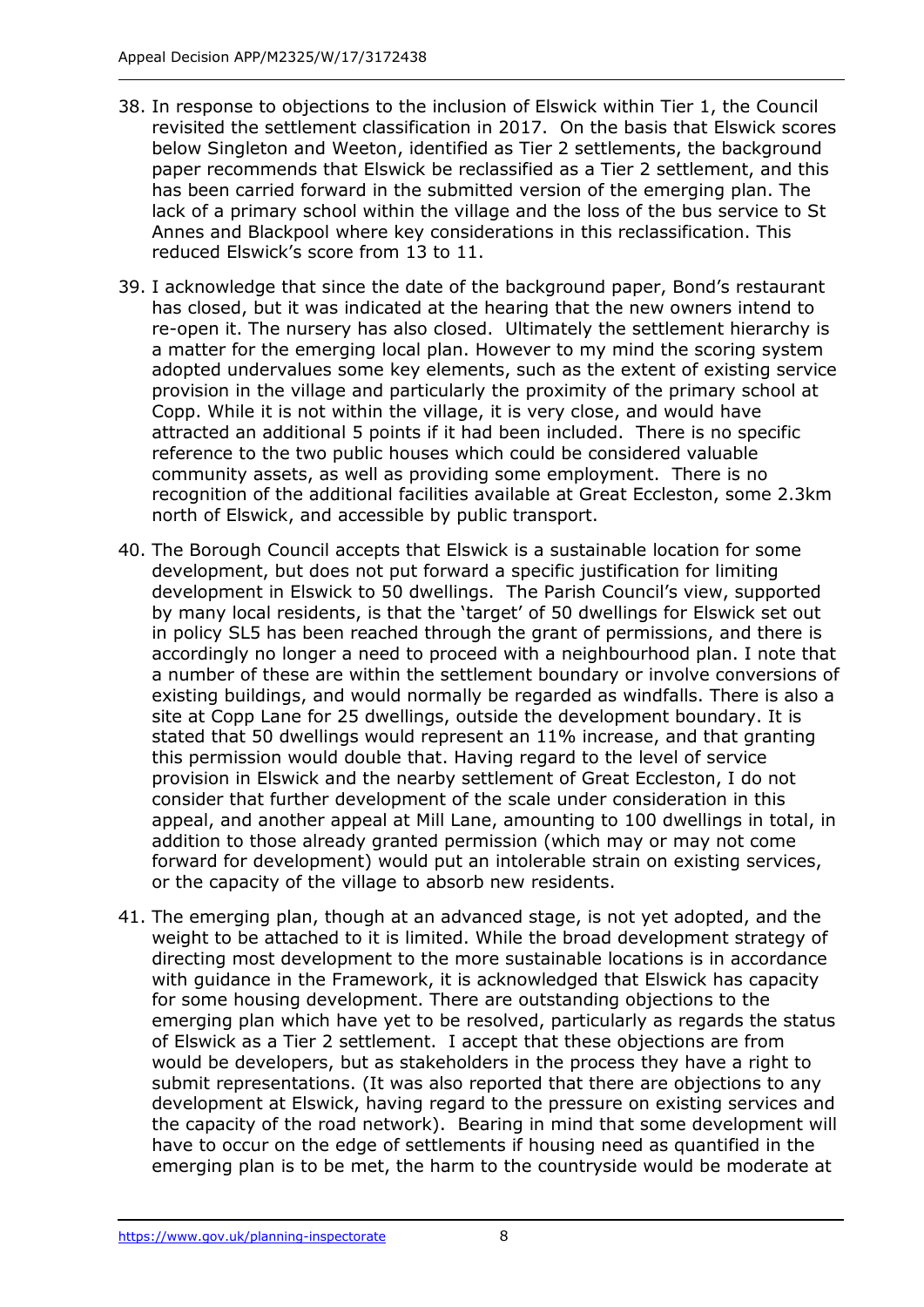38. In response to objections to the inclusion of Elswick within Tier 1, the Council revisited the settlement classification in 2017. On the basis that Elswick scores below Singleton and Weeton, identified as Tier 2 settlements, the background paper recommends that Elswick be reclassified as a Tier 2 settlement, and this has been carried forward in the submitted version of the emerging plan. The lack of a primary school within the village and the loss of the bus service to St Annes and Blackpool where key considerations in this reclassification. This reduced Elswick's score from 13 to 11.

39. I acknowledge that since the date of the background paper, Bond's restaurant has closed, but it was indicated at the hearing that the new owners intend to re-open it. The nursery has also closed. Ultimately the settlement hierarchy is a matter for the emerging local plan. However to my mind the scoring system adopted undervalues some key elements, such as the extent of existing service provision in the village and particularly the proximity of the primary school at Copp. While it is not within the village, it is very close, and would have attracted an additional 5 points if it had been included. There is no specific reference to the two public houses which could be considered valuable community assets, as well as providing some employment. There is no recognition of the additional facilities available at Great Eccleston, some 2.3km north of Elswick, and accessible by public transport.

40. The Borough Council accepts that Elswick is a sustainable location for some development, but does not put forward a specific justification for limiting development in Elswick to 50 dwellings. The Parish Council's view, supported by many local residents, is that the 'target' of 50 dwellings for Elswick set out in policy SL5 has been reached through the grant of permissions, and there is accordingly no longer a need to proceed with a neighbourhood plan. I note that a number of these are within the settlement boundary or involve conversions of existing buildings, and would normally be regarded as windfalls. There is also a site at Copp Lane for 25 dwellings, outside the development boundary. It is stated that 50 dwellings would represent an 11% increase, and that granting this permission would double that. Having regard to the level of service provision in Elswick and the nearby settlement of Great Eccleston, I do not consider that further development of the scale under consideration in this appeal, and another appeal at Mill Lane, amounting to 100 dwellings in total, in addition to those already granted permission (which may or may not come forward for development) would put an intolerable strain on existing services, or the capacity of the village to absorb new residents.

41. The emerging plan, though at an advanced stage, is not yet adopted, and the weight to be attached to it is limited. While the broad development strategy of directing most development to the more sustainable locations is in accordance with guidance in the Framework, it is acknowledged that Elswick has capacity for some housing development. There are outstanding objections to the emerging plan which have yet to be resolved, particularly as regards the status of Elswick as a Tier 2 settlement. I accept that these objections are from would be developers, but as stakeholders in the process they have a right to submit representations. (It was also reported that there are objections to any development at Elswick, having regard to the pressure on existing services and the capacity of the road network). Bearing in mind that some development will have to occur on the edge of settlements if housing need as quantified in the emerging plan is to be met, the harm to the countryside would be moderate at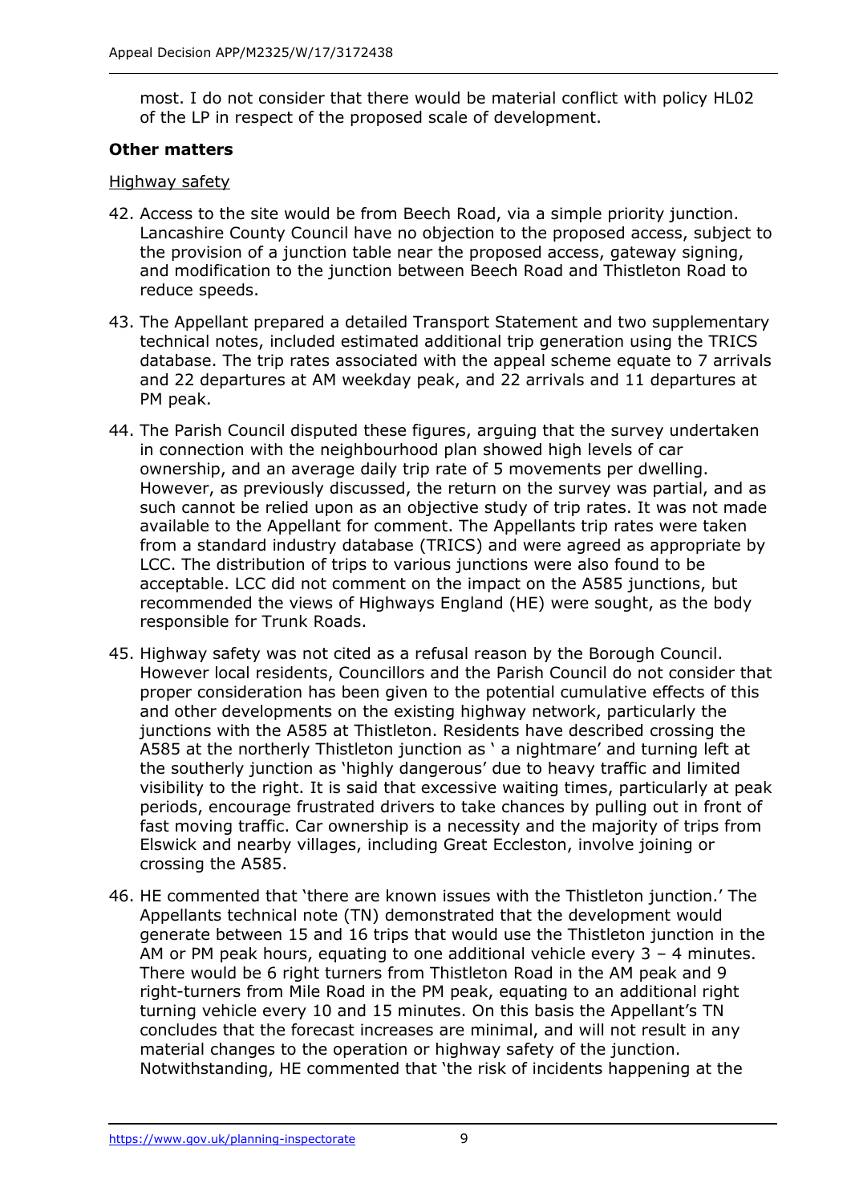most. I do not consider that there would be material conflict with policy HL02 of the LP in respect of the proposed scale of development.

**Other matters**

Highway safety

42. Access to the site would be from Beech Road, via a simple priority junction. Lancashire County Council have no objection to the proposed access, subject to the provision of a junction table near the proposed access, gateway signing, and modification to the junction between Beech Road and Thistleton Road to reduce speeds.

43. The Appellant prepared a detailed Transport Statement and two supplementary technical notes, included estimated additional trip generation using the TRICS database. The trip rates associated with the appeal scheme equate to 7 arrivals and 22 departures at AM weekday peak, and 22 arrivals and 11 departures at PM peak.

44. The Parish Council disputed these figures, arguing that the survey undertaken in connection with the neighbourhood plan showed high levels of car ownership, and an average daily trip rate of 5 movements per dwelling. However, as previously discussed, the return on the survey was partial, and as such cannot be relied upon as an objective study of trip rates. It was not made available to the Appellant for comment. The Appellants trip rates were taken from a standard industry database (TRICS) and were agreed as appropriate by LCC. The distribution of trips to various junctions were also found to be acceptable. LCC did not comment on the impact on the A585 junctions, but recommended the views of Highways England (HE) were sought, as the body responsible for Trunk Roads.

45. Highway safety was not cited as a refusal reason by the Borough Council. However local residents, Councillors and the Parish Council do not consider that proper consideration has been given to the potential cumulative effects of this and other developments on the existing highway network, particularly the junctions with the A585 at Thistleton. Residents have described crossing the A585 at the northerly Thistleton junction as ' a nightmare' and turning left at the southerly junction as 'highly dangerous' due to heavy traffic and limited visibility to the right. It is said that excessive waiting times, particularly at peak periods, encourage frustrated drivers to take chances by pulling out in front of fast moving traffic. Car ownership is a necessity and the majority of trips from Elswick and nearby villages, including Great Eccleston, involve joining or crossing the A585.

46. HE commented that 'there are known issues with the Thistleton junction.' The Appellants technical note (TN) demonstrated that the development would generate between 15 and 16 trips that would use the Thistleton junction in the AM or PM peak hours, equating to one additional vehicle every 3 – 4 minutes. There would be 6 right turners from Thistleton Road in the AM peak and 9 right-turners from Mile Road in the PM peak, equating to an additional right turning vehicle every 10 and 15 minutes. On this basis the Appellant's TN concludes that the forecast increases are minimal, and will not result in any material changes to the operation or highway safety of the junction. Notwithstanding, HE commented that 'the risk of incidents happening at the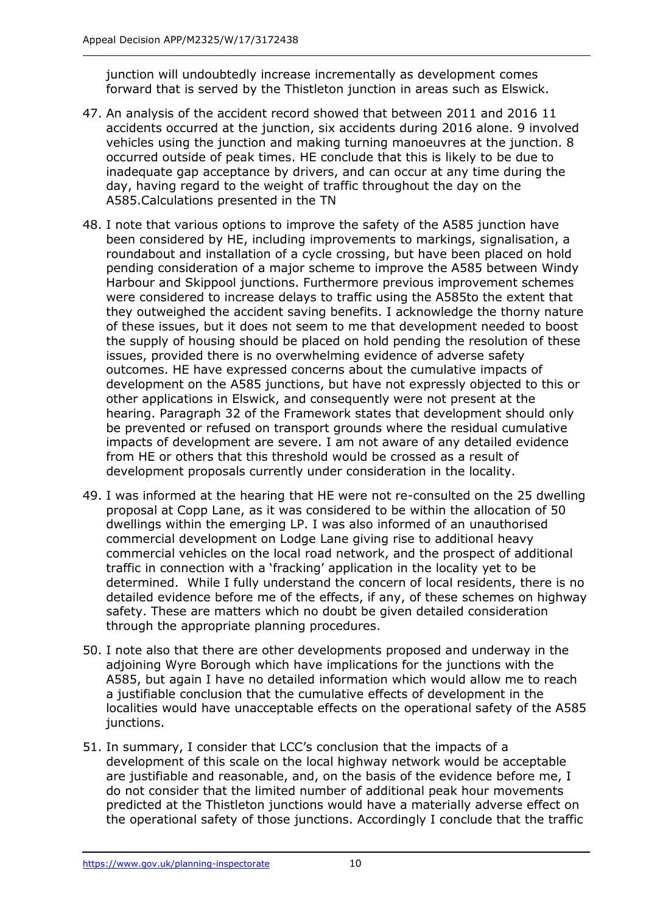junction will undoubtedly increase incrementally as development comes forward that is served by the Thistleton junction in areas such as Elswick.

47. An analysis of the accident record showed that between 2011 and 2016 11 accidents occurred at the junction, six accidents during 2016 alone. 9 involved vehicles using the junction and making turning manoeuvres at the junction. 8 occurred outside of peak times. HE conclude that this is likely to be due to inadequate gap acceptance by drivers, and can occur at any time during the day, having regard to the weight of traffic throughout the day on the A585.Calculations presented in the TN

48. I note that various options to improve the safety of the A585 junction have been considered by HE, including improvements to markings, signalisation, a roundabout and installation of a cycle crossing, but have been placed on hold pending consideration of a major scheme to improve the A585 between Windy Harbour and Skippool junctions. Furthermore previous improvement schemes were considered to increase delays to traffic using the A585to the extent that they outweighed the accident saving benefits. I acknowledge the thorny nature of these issues, but it does not seem to me that development needed to boost the supply of housing should be placed on hold pending the resolution of these issues, provided there is no overwhelming evidence of adverse safety outcomes. HE have expressed concerns about the cumulative impacts of development on the A585 junctions, but have not expressly objected to this or other applications in Elswick, and consequently were not present at the hearing. Paragraph 32 of the Framework states that development should only be prevented or refused on transport grounds where the residual cumulative impacts of development are severe. I am not aware of any detailed evidence from HE or others that this threshold would be crossed as a result of development proposals currently under consideration in the locality.

49. I was informed at the hearing that HE were not re-consulted on the 25 dwelling proposal at Copp Lane, as it was considered to be within the allocation of 50 dwellings within the emerging LP. I was also informed of an unauthorised commercial development on Lodge Lane giving rise to additional heavy commercial vehicles on the local road network, and the prospect of additional traffic in connection with a 'fracking' application in the locality yet to be determined. While I fully understand the concern of local residents, there is no detailed evidence before me of the effects, if any, of these schemes on highway safety. These are matters which no doubt be given detailed consideration through the appropriate planning procedures.

50. I note also that there are other developments proposed and underway in the adjoining Wyre Borough which have implications for the junctions with the A585, but again I have no detailed information which would allow me to reach a justifiable conclusion that the cumulative effects of development in the localities would have unacceptable effects on the operational safety of the A585 junctions.

51. In summary, I consider that LCC's conclusion that the impacts of a development of this scale on the local highway network would be acceptable are justifiable and reasonable, and, on the basis of the evidence before me, I do not consider that the limited number of additional peak hour movements predicted at the Thistleton junctions would have a materially adverse effect on the operational safety of those junctions. Accordingly I conclude that the traffic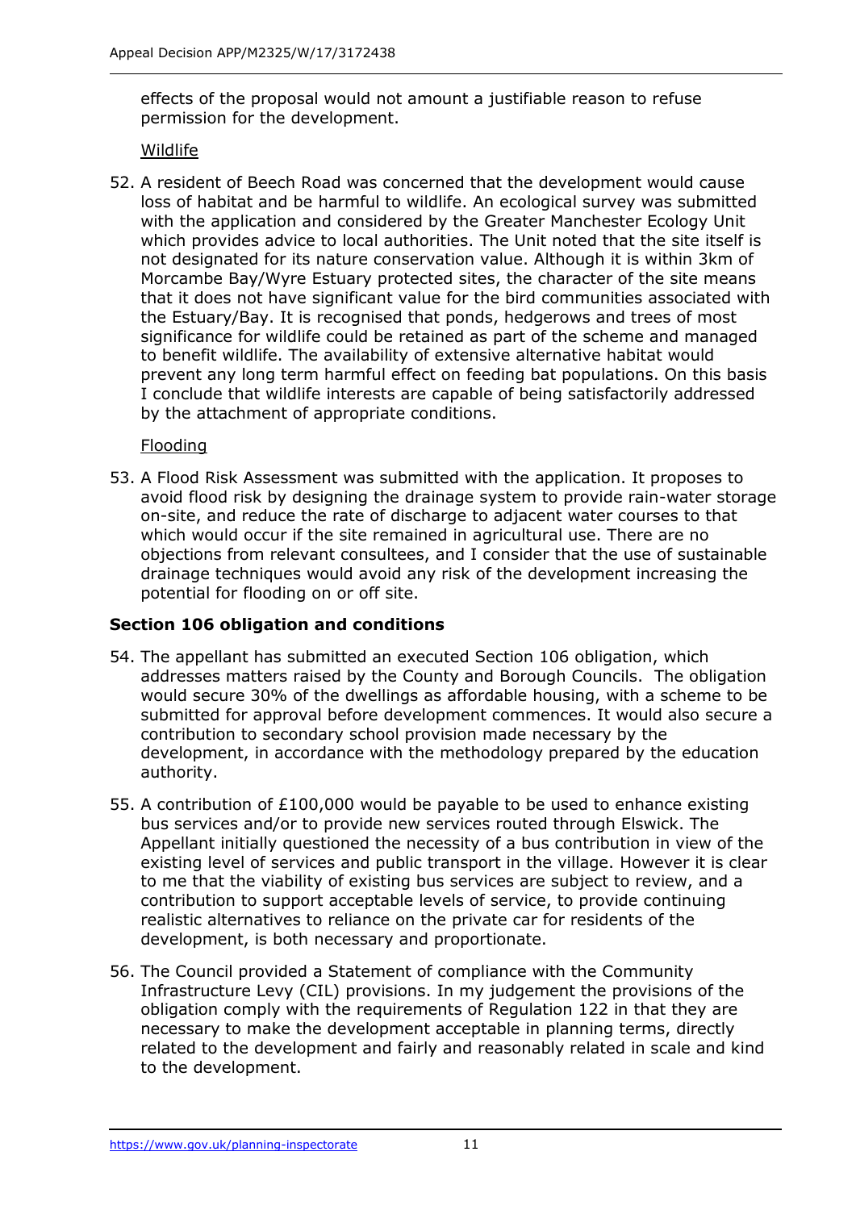effects of the proposal would not amount a justifiable reason to refuse permission for the development.

Wildlife

52. A resident of Beech Road was concerned that the development would cause loss of habitat and be harmful to wildlife. An ecological survey was submitted with the application and considered by the Greater Manchester Ecology Unit which provides advice to local authorities. The Unit noted that the site itself is not designated for its nature conservation value. Although it is within 3km of Morcambe Bay/Wyre Estuary protected sites, the character of the site means that it does not have significant value for the bird communities associated with the Estuary/Bay. It is recognised that ponds, hedgerows and trees of most significance for wildlife could be retained as part of the scheme and managed to benefit wildlife. The availability of extensive alternative habitat would prevent any long term harmful effect on feeding bat populations. On this basis I conclude that wildlife interests are capable of being satisfactorily addressed by the attachment of appropriate conditions.

Flooding

53. A Flood Risk Assessment was submitted with the application. It proposes to avoid flood risk by designing the drainage system to provide rain-water storage on-site, and reduce the rate of discharge to adjacent water courses to that which would occur if the site remained in agricultural use. There are no objections from relevant consultees, and I consider that the use of sustainable drainage techniques would avoid any risk of the development increasing the potential for flooding on or off site.

### Section 106 obligation and conditions

54. The appellant has submitted an executed Section 106 obligation, which addresses matters raised by the County and Borough Councils. The obligation would secure 30% of the dwellings as affordable housing, with a scheme to be submitted for approval before development commences. It would also secure a contribution to secondary school provision made necessary by the development, in accordance with the methodology prepared by the education authority.

55. A contribution of £100,000 would be payable to be used to enhance existing bus services and/or to provide new services routed through Elswick. The Appellant initially questioned the necessity of a bus contribution in view of the existing level of services and public transport in the village. However it is clear to me that the viability of existing bus services are subject to review, and a contribution to support acceptable levels of service, to provide continuing realistic alternatives to reliance on the private car for residents of the development, is both necessary and proportionate.

56. The Council provided a Statement of compliance with the Community Infrastructure Levy (CIL) provisions. In my judgement the provisions of the obligation comply with the requirements of Regulation 122 in that they are necessary to make the development acceptable in planning terms, directly related to the development and fairly and reasonably related in scale and kind to the development.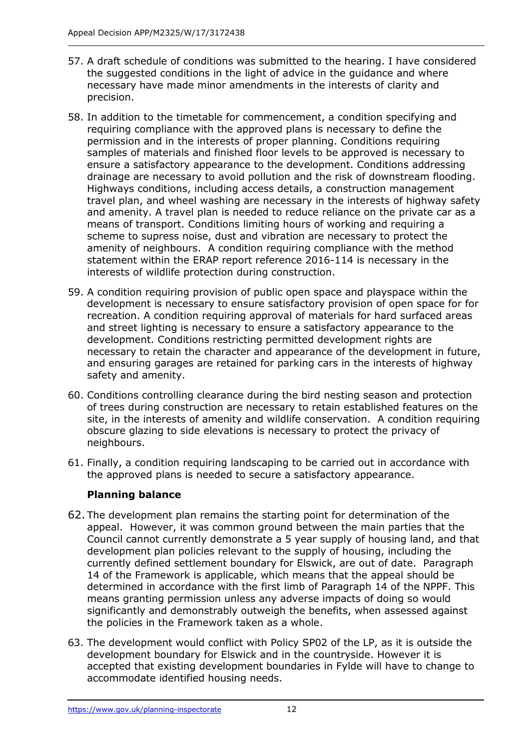57. A draft schedule of conditions was submitted to the hearing. I have considered the suggested conditions in the light of advice in the guidance and where necessary have made minor amendments in the interests of clarity and precision.

58. In addition to the timetable for commencement, a condition specifying and requiring compliance with the approved plans is necessary to define the permission and in the interests of proper planning. Conditions requiring samples of materials and finished floor levels to be approved is necessary to ensure a satisfactory appearance to the development. Conditions addressing drainage are necessary to avoid pollution and the risk of downstream flooding. Highways conditions, including access details, a construction management travel plan, and wheel washing are necessary in the interests of highway safety and amenity. A travel plan is needed to reduce reliance on the private car as a means of transport. Conditions limiting hours of working and requiring a scheme to supress noise, dust and vibration are necessary to protect the amenity of neighbours. A condition requiring compliance with the method statement within the ERAP report reference 2016-114 is necessary in the interests of wildlife protection during construction.

59. A condition requiring provision of public open space and playspace within the development is necessary to ensure satisfactory provision of open space for for recreation. A condition requiring approval of materials for hard surfaced areas and street lighting is necessary to ensure a satisfactory appearance to the development. Conditions restricting permitted development rights are necessary to retain the character and appearance of the development in future, and ensuring garages are retained for parking cars in the interests of highway safety and amenity.

60. Conditions controlling clearance during the bird nesting season and protection of trees during construction are necessary to retain established features on the site, in the interests of amenity and wildlife conservation. A condition requiring obscure glazing to side elevations is necessary to protect the privacy of neighbours.

61. Finally, a condition requiring landscaping to be carried out in accordance with the approved plans is needed to secure a satisfactory appearance.

**Planning balance**

62. The development plan remains the starting point for determination of the appeal. However, it was common ground between the main parties that the Council cannot currently demonstrate a 5 year supply of housing land, and that development plan policies relevant to the supply of housing, including the currently defined settlement boundary for Elswick, are out of date. Paragraph 14 of the Framework is applicable, which means that the appeal should be determined in accordance with the first limb of Paragraph 14 of the NPPF. This means granting permission unless any adverse impacts of doing so would significantly and demonstrably outweigh the benefits, when assessed against the policies in the Framework taken as a whole.

63. The development would conflict with Policy SP02 of the LP, as it is outside the development boundary for Elswick and in the countryside. However it is accepted that existing development boundaries in Fylde will have to change to accommodate identified housing needs.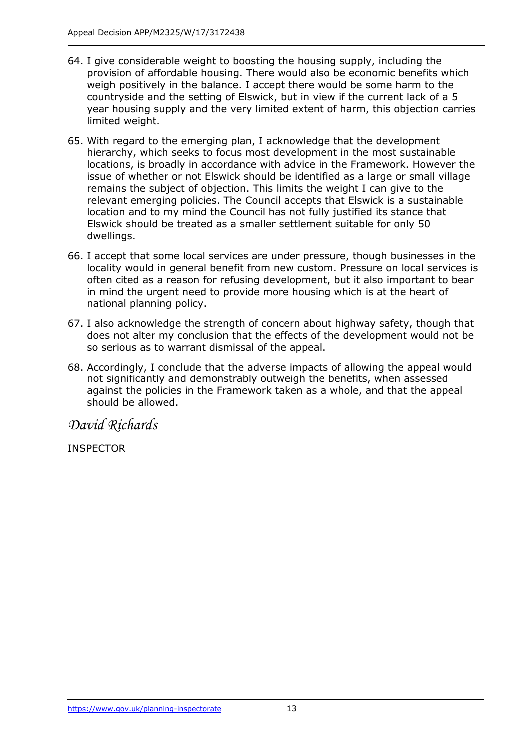64. I give considerable weight to boosting the housing supply, including the provision of affordable housing. There would also be economic benefits which weigh positively in the balance. I accept there would be some harm to the countryside and the setting of Elswick, but in view if the current lack of a 5 year housing supply and the very limited extent of harm, this objection carries limited weight.

65. With regard to the emerging plan, I acknowledge that the development hierarchy, which seeks to focus most development in the most sustainable locations, is broadly in accordance with advice in the Framework. However the issue of whether or not Elswick should be identified as a large or small village remains the subject of objection. This limits the weight I can give to the relevant emerging policies. The Council accepts that Elswick is a sustainable location and to my mind the Council has not fully justified its stance that Elswick should be treated as a smaller settlement suitable for only 50 dwellings.

66. I accept that some local services are under pressure, though businesses in the locality would in general benefit from new custom. Pressure on local services is often cited as a reason for refusing development, but it also important to bear in mind the urgent need to provide more housing which is at the heart of national planning policy.

67. I also acknowledge the strength of concern about highway safety, though that does not alter my conclusion that the effects of the development would not be so serious as to warrant dismissal of the appeal.

68. Accordingly, I conclude that the adverse impacts of allowing the appeal would not significantly and demonstrably outweigh the benefits, when assessed against the policies in the Framework taken as a whole, and that the appeal should be allowed.

*David Richards*

INSPECTOR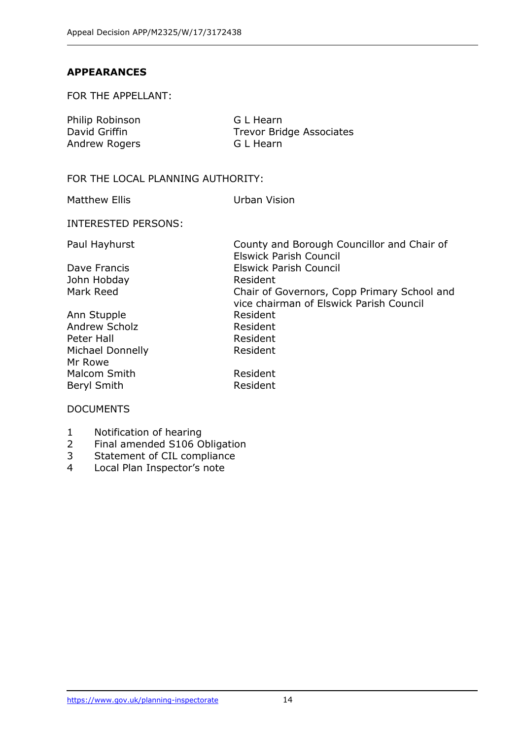## APPEARANCES

FOR THE APPELLANT:

| | |
|---|---|
| Philip Robinson | G L Hearn |
| David Griffin | Trevor Bridge Associates |
| Andrew Rogers | G L Hearn |

FOR THE LOCAL PLANNING AUTHORITY:

| | |
|---|---|
| Matthew Ellis | Urban Vision |

INTERESTED PERSONS:

| | |
|---|---|
| Paul Hayhurst | County and Borough Councillor and Chair of Elswick Parish Council |
| Dave Francis | Elswick Parish Council |
| John Hobday | Resident |
| Mark Reed | Chair of Governors, Copp Primary School and vice chairman of Elswick Parish Council |
| Ann Stupple | Resident |
| Andrew Scholz | Resident |
| Peter Hall | Resident |
| Michael Donnelly | Resident |
| Mr Rowe | |
| Malcom Smith | Resident |
| Beryl Smith | Resident |

DOCUMENTS

1 Notification of hearing
2 Final amended S106 Obligation
3 Statement of CIL compliance
4 Local Plan Inspector's note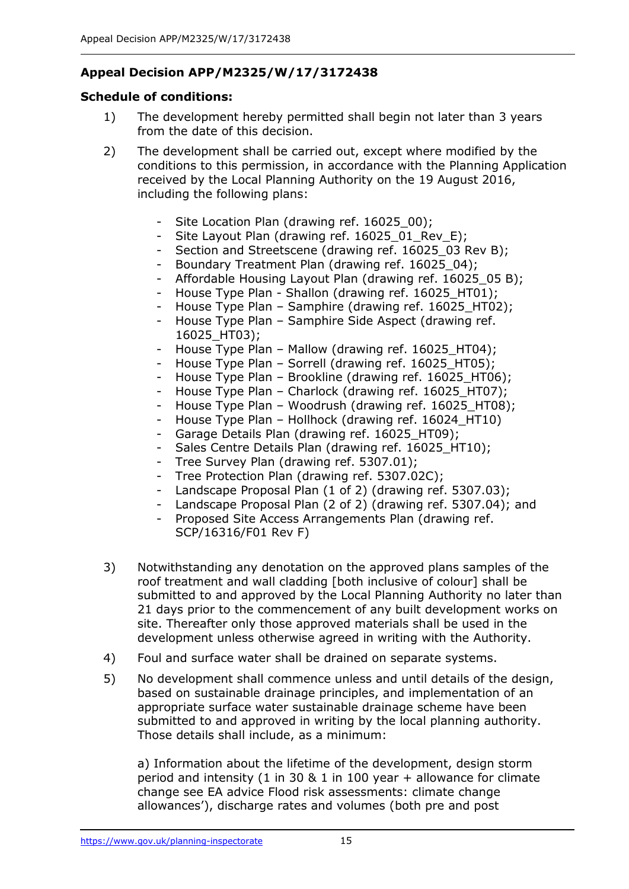## Appeal Decision APP/M2325/W/17/3172438

### Schedule of conditions:

1) The development hereby permitted shall begin not later than 3 years from the date of this decision.

2) The development shall be carried out, except where modified by the conditions to this permission, in accordance with the Planning Application received by the Local Planning Authority on the 19 August 2016, including the following plans:

   - Site Location Plan (drawing ref. 16025_00);
   - Site Layout Plan (drawing ref. 16025_01_Rev_E);
   - Section and Streetscene (drawing ref. 16025_03 Rev B);
   - Boundary Treatment Plan (drawing ref. 16025_04);
   - Affordable Housing Layout Plan (drawing ref. 16025_05 B);
   - House Type Plan - Shallon (drawing ref. 16025_HT01);
   - House Type Plan – Samphire (drawing ref. 16025_HT02);
   - House Type Plan – Samphire Side Aspect (drawing ref. 16025_HT03);
   - House Type Plan – Mallow (drawing ref. 16025_HT04);
   - House Type Plan – Sorrell (drawing ref. 16025_HT05);
   - House Type Plan – Brookline (drawing ref. 16025_HT06);
   - House Type Plan – Charlock (drawing ref. 16025_HT07);
   - House Type Plan – Woodrush (drawing ref. 16025_HT08);
   - House Type Plan – Hollhock (drawing ref. 16024_HT10)
   - Garage Details Plan (drawing ref. 16025_HT09);
   - Sales Centre Details Plan (drawing ref. 16025_HT10);
   - Tree Survey Plan (drawing ref. 5307.01);
   - Tree Protection Plan (drawing ref. 5307.02C);
   - Landscape Proposal Plan (1 of 2) (drawing ref. 5307.03);
   - Landscape Proposal Plan (2 of 2) (drawing ref. 5307.04); and
   - Proposed Site Access Arrangements Plan (drawing ref. SCP/16316/F01 Rev F)

3) Notwithstanding any denotation on the approved plans samples of the roof treatment and wall cladding [both inclusive of colour] shall be submitted to and approved by the Local Planning Authority no later than 21 days prior to the commencement of any built development works on site. Thereafter only those approved materials shall be used in the development unless otherwise agreed in writing with the Authority.

4) Foul and surface water shall be drained on separate systems.

5) No development shall commence unless and until details of the design, based on sustainable drainage principles, and implementation of an appropriate surface water sustainable drainage scheme have been submitted to and approved in writing by the local planning authority. Those details shall include, as a minimum:

   a) Information about the lifetime of the development, design storm period and intensity (1 in 30 & 1 in 100 year + allowance for climate change see EA advice Flood risk assessments: climate change allowances'), discharge rates and volumes (both pre and post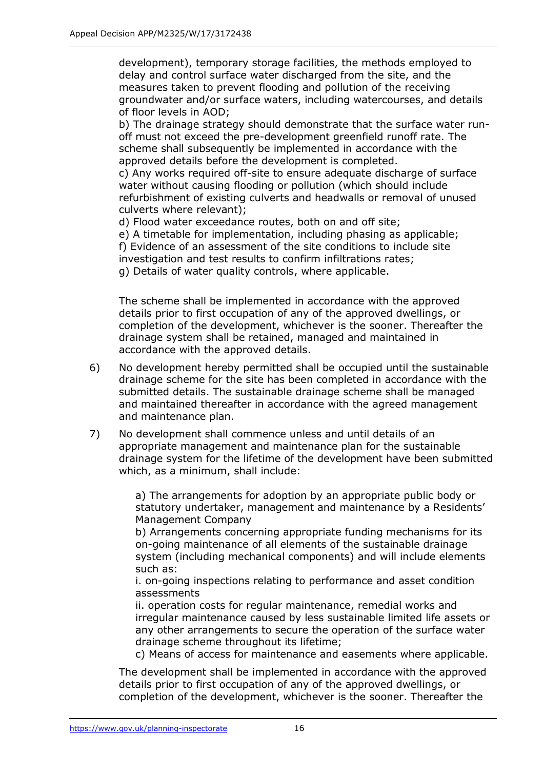development), temporary storage facilities, the methods employed to delay and control surface water discharged from the site, and the measures taken to prevent flooding and pollution of the receiving groundwater and/or surface waters, including watercourses, and details of floor levels in AOD;

b) The drainage strategy should demonstrate that the surface water run-off must not exceed the pre-development greenfield runoff rate. The scheme shall subsequently be implemented in accordance with the approved details before the development is completed.

c) Any works required off-site to ensure adequate discharge of surface water without causing flooding or pollution (which should include refurbishment of existing culverts and headwalls or removal of unused culverts where relevant);

d) Flood water exceedance routes, both on and off site;

e) A timetable for implementation, including phasing as applicable;

f) Evidence of an assessment of the site conditions to include site investigation and test results to confirm infiltrations rates;

g) Details of water quality controls, where applicable.

The scheme shall be implemented in accordance with the approved details prior to first occupation of any of the approved dwellings, or completion of the development, whichever is the sooner. Thereafter the drainage system shall be retained, managed and maintained in accordance with the approved details.

6) No development hereby permitted shall be occupied until the sustainable drainage scheme for the site has been completed in accordance with the submitted details. The sustainable drainage scheme shall be managed and maintained thereafter in accordance with the agreed management and maintenance plan.

7) No development shall commence unless and until details of an appropriate management and maintenance plan for the sustainable drainage system for the lifetime of the development have been submitted which, as a minimum, shall include:

    a) The arrangements for adoption by an appropriate public body or statutory undertaker, management and maintenance by a Residents' Management Company

    b) Arrangements concerning appropriate funding mechanisms for its on-going maintenance of all elements of the sustainable drainage system (including mechanical components) and will include elements such as:

    i. on-going inspections relating to performance and asset condition assessments

    ii. operation costs for regular maintenance, remedial works and irregular maintenance caused by less sustainable limited life assets or any other arrangements to secure the operation of the surface water drainage scheme throughout its lifetime;

    c) Means of access for maintenance and easements where applicable.

   The development shall be implemented in accordance with the approved details prior to first occupation of any of the approved dwellings, or completion of the development, whichever is the sooner. Thereafter the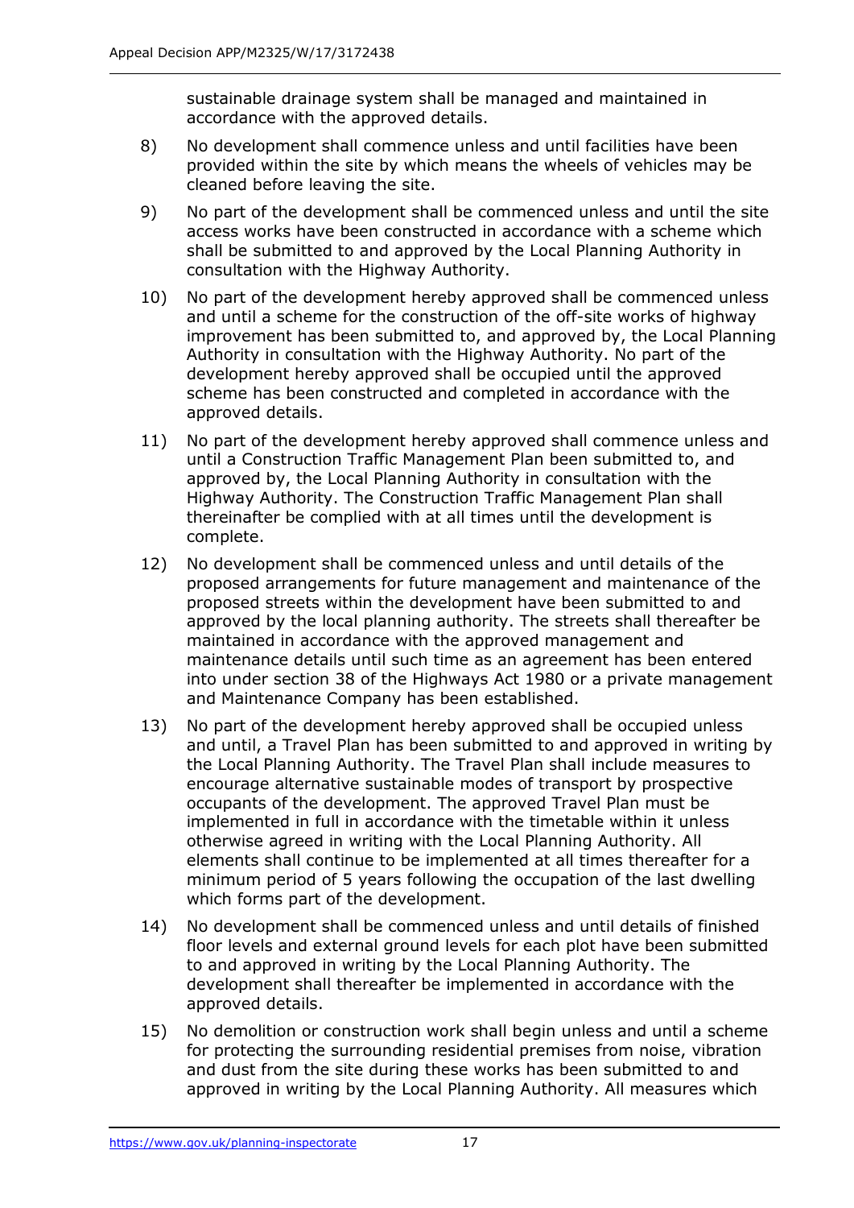sustainable drainage system shall be managed and maintained in accordance with the approved details.

8) No development shall commence unless and until facilities have been provided within the site by which means the wheels of vehicles may be cleaned before leaving the site.

9) No part of the development shall be commenced unless and until the site access works have been constructed in accordance with a scheme which shall be submitted to and approved by the Local Planning Authority in consultation with the Highway Authority.

10) No part of the development hereby approved shall be commenced unless and until a scheme for the construction of the off-site works of highway improvement has been submitted to, and approved by, the Local Planning Authority in consultation with the Highway Authority. No part of the development hereby approved shall be occupied until the approved scheme has been constructed and completed in accordance with the approved details.

11) No part of the development hereby approved shall commence unless and until a Construction Traffic Management Plan been submitted to, and approved by, the Local Planning Authority in consultation with the Highway Authority. The Construction Traffic Management Plan shall thereinafter be complied with at all times until the development is complete.

12) No development shall be commenced unless and until details of the proposed arrangements for future management and maintenance of the proposed streets within the development have been submitted to and approved by the local planning authority. The streets shall thereafter be maintained in accordance with the approved management and maintenance details until such time as an agreement has been entered into under section 38 of the Highways Act 1980 or a private management and Maintenance Company has been established.

13) No part of the development hereby approved shall be occupied unless and until, a Travel Plan has been submitted to and approved in writing by the Local Planning Authority. The Travel Plan shall include measures to encourage alternative sustainable modes of transport by prospective occupants of the development. The approved Travel Plan must be implemented in full in accordance with the timetable within it unless otherwise agreed in writing with the Local Planning Authority. All elements shall continue to be implemented at all times thereafter for a minimum period of 5 years following the occupation of the last dwelling which forms part of the development.

14) No development shall be commenced unless and until details of finished floor levels and external ground levels for each plot have been submitted to and approved in writing by the Local Planning Authority. The development shall thereafter be implemented in accordance with the approved details.

15) No demolition or construction work shall begin unless and until a scheme for protecting the surrounding residential premises from noise, vibration and dust from the site during these works has been submitted to and approved in writing by the Local Planning Authority. All measures which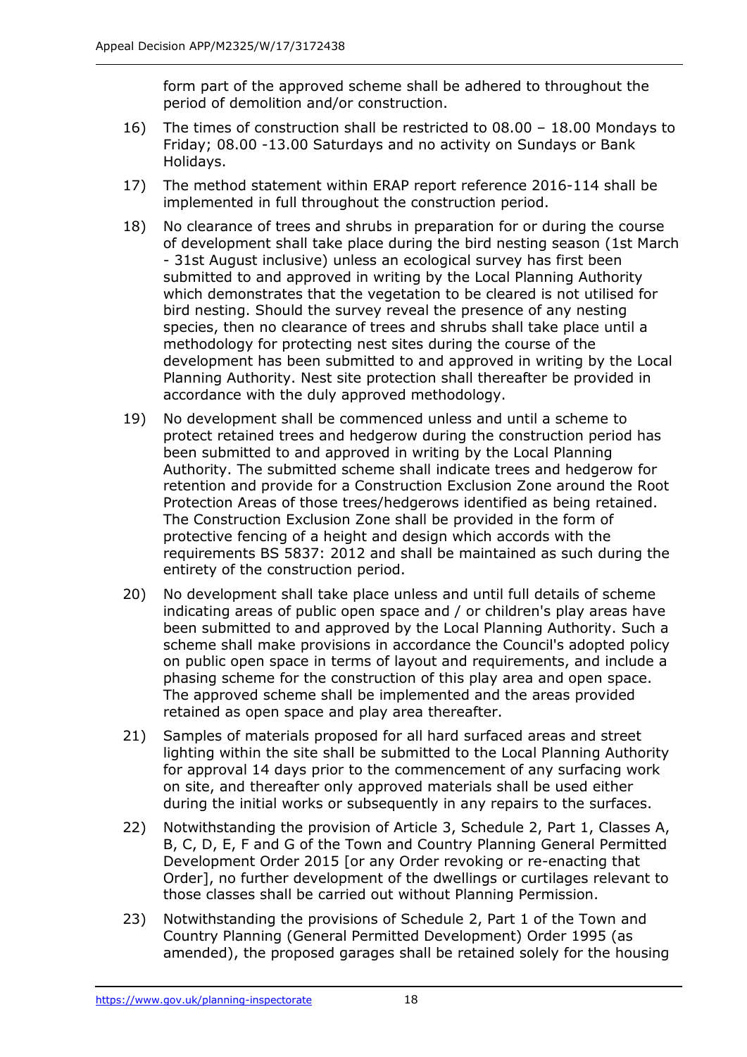form part of the approved scheme shall be adhered to throughout the period of demolition and/or construction.

16) The times of construction shall be restricted to 08.00 – 18.00 Mondays to Friday; 08.00 -13.00 Saturdays and no activity on Sundays or Bank Holidays.

17) The method statement within ERAP report reference 2016-114 shall be implemented in full throughout the construction period.

18) No clearance of trees and shrubs in preparation for or during the course of development shall take place during the bird nesting season (1st March - 31st August inclusive) unless an ecological survey has first been submitted to and approved in writing by the Local Planning Authority which demonstrates that the vegetation to be cleared is not utilised for bird nesting. Should the survey reveal the presence of any nesting species, then no clearance of trees and shrubs shall take place until a methodology for protecting nest sites during the course of the development has been submitted to and approved in writing by the Local Planning Authority. Nest site protection shall thereafter be provided in accordance with the duly approved methodology.

19) No development shall be commenced unless and until a scheme to protect retained trees and hedgerow during the construction period has been submitted to and approved in writing by the Local Planning Authority. The submitted scheme shall indicate trees and hedgerow for retention and provide for a Construction Exclusion Zone around the Root Protection Areas of those trees/hedgerows identified as being retained. The Construction Exclusion Zone shall be provided in the form of protective fencing of a height and design which accords with the requirements BS 5837: 2012 and shall be maintained as such during the entirety of the construction period.

20) No development shall take place unless and until full details of scheme indicating areas of public open space and / or children's play areas have been submitted to and approved by the Local Planning Authority. Such a scheme shall make provisions in accordance the Council's adopted policy on public open space in terms of layout and requirements, and include a phasing scheme for the construction of this play area and open space. The approved scheme shall be implemented and the areas provided retained as open space and play area thereafter.

21) Samples of materials proposed for all hard surfaced areas and street lighting within the site shall be submitted to the Local Planning Authority for approval 14 days prior to the commencement of any surfacing work on site, and thereafter only approved materials shall be used either during the initial works or subsequently in any repairs to the surfaces.

22) Notwithstanding the provision of Article 3, Schedule 2, Part 1, Classes A, B, C, D, E, F and G of the Town and Country Planning General Permitted Development Order 2015 [or any Order revoking or re-enacting that Order], no further development of the dwellings or curtilages relevant to those classes shall be carried out without Planning Permission.

23) Notwithstanding the provisions of Schedule 2, Part 1 of the Town and Country Planning (General Permitted Development) Order 1995 (as amended), the proposed garages shall be retained solely for the housing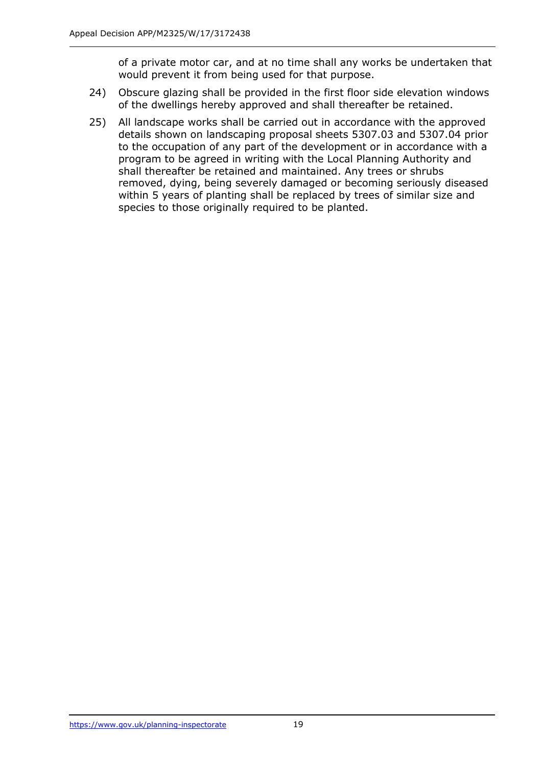of a private motor car, and at no time shall any works be undertaken that would prevent it from being used for that purpose.

24) Obscure glazing shall be provided in the first floor side elevation windows of the dwellings hereby approved and shall thereafter be retained.

25) All landscape works shall be carried out in accordance with the approved details shown on landscaping proposal sheets 5307.03 and 5307.04 prior to the occupation of any part of the development or in accordance with a program to be agreed in writing with the Local Planning Authority and shall thereafter be retained and maintained. Any trees or shrubs removed, dying, being severely damaged or becoming seriously diseased within 5 years of planting shall be replaced by trees of similar size and species to those originally required to be planted.